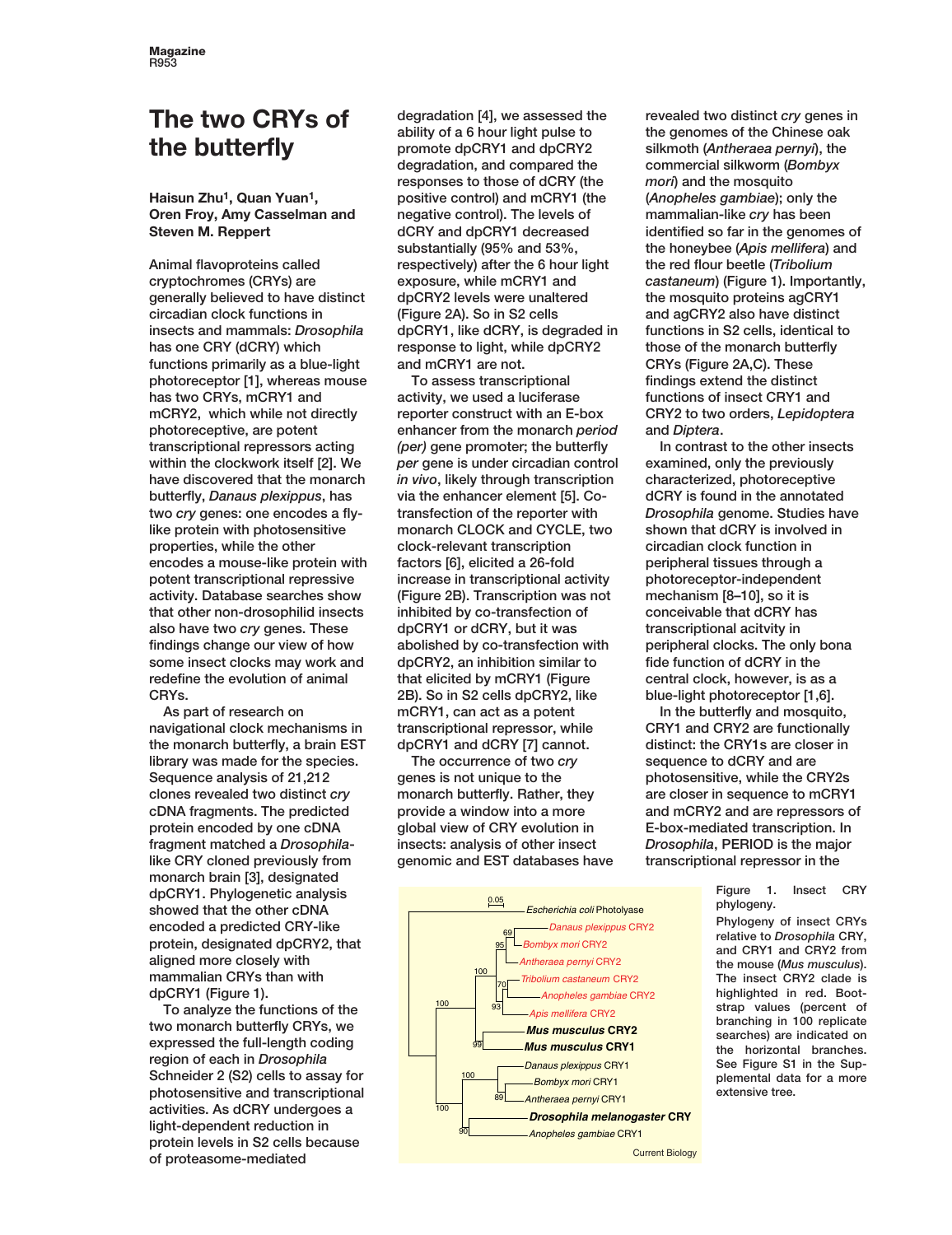# The two CRYs of the butterfly

**Haisun Zhu[1], Quan Yuan[1], Oren Froy, Amy Casselman and Steven M. Reppert**

Animal flavoproteins called cryptochromes (CRYs) are generally believed to have distinct circadian clock functions in insects and mammals: *Drosophila* has one CRY (dCRY) which functions primarily as a blue-light photoreceptor [1], whereas mouse has two CRYs, mCRY1 and mCRY2, which while not directly photoreceptive, are potent transcriptional repressors acting within the clockwork itself [2]. We have discovered that the monarch butterfly, *Danaus plexippus*, has two *cry* genes: one encodes a fly-like protein with photosensitive properties, while the other encodes a mouse-like protein with potent transcriptional repressive activity. Database searches show that other non-drosophilid insects also have two *cry* genes. These findings change our view of how some insect clocks may work and redefine the evolution of animal CRYs.

As part of research on navigational clock mechanisms in the monarch butterfly, a brain EST library was made for the species. Sequence analysis of 21,212 clones revealed two distinct *cry* cDNA fragments. The predicted protein encoded by one cDNA fragment matched a *Drosophila*-like CRY cloned previously from monarch brain [3], designated dpCRY1. Phylogenetic analysis showed that the other cDNA encoded a predicted CRY-like protein, designated dpCRY2, that aligned more closely with mammalian CRYs than with dpCRY1 (Figure 1).

To analyze the functions of the two monarch butterfly CRYs, we expressed the full-length coding region of each in *Drosophila* Schneider 2 (S2) cells to assay for photosensitive and transcriptional activities. As dCRY undergoes a light-dependent reduction in protein levels in S2 cells because of proteasome-mediated degradation [4], we assessed the ability of a 6 hour light pulse to promote dpCRY1 and dpCRY2 degradation, and compared the responses to those of dCRY (the positive control) and mCRY1 (the negative control). The levels of dCRY and dpCRY1 decreased substantially (95% and 53%, respectively) after the 6 hour light exposure, while mCRY1 and dpCRY2 levels were unaltered (Figure 2A). So in S2 cells dpCRY1, like dCRY, is degraded in response to light, while dpCRY2 and mCRY1 are not.

To assess transcriptional activity, we used a luciferase reporter construct with an E-box enhancer from the monarch *period (per)* gene promoter; the butterfly *per* gene is under circadian control *in vivo*, likely through transcription via the enhancer element [5]. Co-transfection of the reporter with monarch CLOCK and CYCLE, two clock-relevant transcription factors [6], elicited a 26-fold increase in transcriptional activity (Figure 2B). Transcription was not inhibited by co-transfection of dpCRY1 or dCRY, but it was abolished by co-transfection with dpCRY2, an inhibition similar to that elicited by mCRY1 (Figure 2B). So in S2 cells dpCRY2, like mCRY1, can act as a potent transcriptional repressor, while dpCRY1 and dCRY [7] cannot.

The occurrence of two *cry* genes is not unique to the monarch butterfly. Rather, they provide a window into a more global view of CRY evolution in insects: analysis of other insect genomic and EST databases have revealed two distinct *cry* genes in the genomes of the Chinese oak silkmoth (*Antheraea pernyi*), the commercial silkworm (*Bombyx mori*) and the mosquito (*Anopheles gambiae*); only the mammalian-like *cry* has been identified so far in the genomes of the honeybee (*Apis mellifera*) and the red flour beetle (*Tribolium castaneum*) (Figure 1). Importantly, the mosquito proteins agCRY1 and agCRY2 also have distinct functions in S2 cells, identical to those of the monarch butterfly CRYs (Figure 2A,C). These findings extend the distinct functions of insect CRY1 and CRY2 to two orders, *Lepidoptera* and *Diptera*.

In contrast to the other insects examined, only the previously characterized, photoreceptive dCRY is found in the annotated *Drosophila* genome. Studies have shown that dCRY is involved in circadian clock function in peripheral tissues through a photoreceptor-independent mechanism [8–10], so it is conceivable that dCRY has transcriptional acitvity in peripheral clocks. The only bona fide function of dCRY in the central clock, however, is as a blue-light photoreceptor [1,6].

In the butterfly and mosquito, CRY1 and CRY2 are functionally distinct: the CRY1s are closer in sequence to dCRY and are photosensitive, while the CRY2s are closer in sequence to mCRY1 and mCRY2 and are repressors of E-box-mediated transcription. In *Drosophila*, PERIOD is the major transcriptional repressor in the

Figure 1. Insect CRY phylogeny.

Phylogeny of insect CRYs relative to *Drosophila* CRY, and CRY1 and CRY2 from the mouse (*Mus musculus*). The insect CRY2 clade is highlighted in red. Bootstrap values (percent of branching in 100 replicate searches) are indicated on the horizontal branches. See Figure S1 in the Supplemental data for a more extensive tree.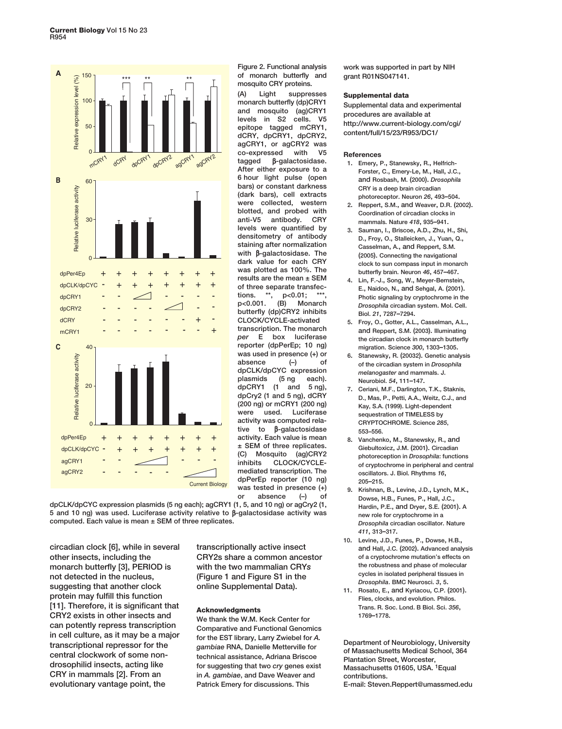A

Relative expression level (%)

150

100

50

0

*** ** **

mCRY1 dCRY dpCRY1 dpCRY2 agCRY1 agCRY2

B

Relative luciferase activity

60

30

0

dpPer4Ep + + + + + + + +

dpCLK/dpCYC - + + + + + + +

dpCRY1 - - - - - -

dpCRY2 - - - - - -

dCRY - - - - - - + -

mCRY1 - - - - - - - +

C

Relative luciferase activity

40

20

0

dpPer4Ep + + + + + + + +

dpCLK/dpCYC - + + + + + + +

agCRY1 - - - - -

agCRY2 - - - - -

Current Biology

Figure 2. Functional analysis of monarch butterfly and mosquito CRY proteins.

(A) Light suppresses monarch butterfly (dp)CRY1 and mosquito (ag)CRY1 levels in S2 cells. V5 epitope tagged mCRY1, dCRY, dpCRY1, dpCRY2, agCRY1, or agCRY2 was co-expressed with V5 tagged β-galactosidase. After either exposure to a 6 hour light pulse (open bars) or constant darkness (dark bars), cell extracts were collected, western blotted, and probed with anti-V5 antibody. CRY levels were quantified by densitometry of antibody staining after normalization with β-galactosidase. The dark value for each CRY was plotted as 100%. The results are the mean ± SEM of three separate transfections. **, $p<0.01$; ***, $p<0.001$. (B) Monarch butterfly (dp)CRY2 inhibits CLOCK/CYCLE-activated transcription. The monarch *per* E box luciferase reporter (dpPerEp; 10 ng) was used in presence (+) or absence (–) of dpCLK/dpCYC expression plasmids (5 ng each). dpCRY1 (1 and 5 ng), dpCry2 (1 and 5 ng), dCRY (200 ng) or mCRY1 (200 ng) were used. Luciferase activity was computed relative to β-galactosidase activity. Each value is mean ± SEM of three replicates. (C) Mosquito (ag)CRY2 inhibits CLOCK/CYCLE-mediated transcription. The dpPerEp reporter (10 ng) was tested in presence (+) or absence (–) of dpCLK/dpCYC expression plasmids (5 ng each); agCRY1 (1, 5, and 10 ng) or agCry2 (1, 5 and 10 ng) was used. Luciferase activity relative to β-galactosidase activity was computed. Each value is mean ± SEM of three replicates.

circadian clock [6], while in several other insects, including the monarch butterfly [3], PERIOD is not detected in the nucleus, suggesting that another clock protein may fulfill this function [11]. Therefore, it is significant that CRY2 exists in other insects and can potently repress transcription in cell culture, as it may be a major transcriptional repressor for the central clockwork of some non-drosophilid insects, acting like CRY in mammals [2]. From an evolutionary vantage point, the transcriptionally active insect CRY2s share a common ancestor with the two mammalian CRYs (Figure 1 and Figure S1 in the online Supplemental Data).

### Acknowledgments

We thank the W.M. Keck Center for Comparative and Functional Genomics for the EST library, Larry Zwiebel for *A. gambiae* RNA, Danielle Metterville for technical assistance, Adriana Briscoe for suggesting that two *cry* genes exist in *A. gambiae*, and Dave Weaver and Patrick Emery for discussions. This work was supported in part by NIH grant R01NS047141.

### Supplemental data

Supplemental data and experimental procedures are available at http://www.current-biology.com/cgi/content/full/15/23/R953/DC1/

### References

1. Emery, P., Stanewsky, R., Helfrich-Forster, C., Emery-Le, M., Hall, J.C., and Rosbash, M. (2000). *Drosophila* CRY is a deep brain circadian photoreceptor. Neuron *26*, 493–504.
2. Reppert, S.M., and Weaver, D.R. (2002). Coordination of circadian clocks in mammals. Nature *418*, 935–941.
3. Sauman, I., Briscoe, A.D., Zhu, H., Shi, D., Froy, O., Stalleicken, J., Yuan, Q., Casselman, A., and Reppert, S.M. (2005). Connecting the navigational clock to sun compass input in monarch butterfly brain. Neuron *46*, 457–467.
4. Lin, F.-J., Song, W., Meyer-Bernstein, E., Naidoo, N., and Sehgal, A. (2001). Photic signaling by cryptochrome in the *Drosophila* circadian system. Mol. Cell. Biol. *21*, 7287–7294.
5. Froy, O., Gotter, A.L., Casselman, A.L., and Reppert, S.M. (2003). Illuminating the circadian clock in monarch butterfly migration. Science *300*, 1303–1305.
6. Stanewsky, R. (20032). Genetic analysis of the circadian system in *Drosophila melanogaster* and mammals. J. Neurobiol. *54*, 111–147.
7. Ceriani, M.F., Darlington, T.K., Staknis, D., Mas, P., Petti, A.A., Weitz, C.J., and Kay, S.A. (1999). Light-dependent sequestration of TIMELESS by CRYPTOCHROME. Science *285*, 553–556.
8. Vanchenko, M., Stanewsky, R., and Giebultoxicz, J.M. (2001). Circadian photoreception in *Drosophila*: functions of cryptochrome in peripheral and central oscillators. J. Biol. Rhythms *16*, 205–215.
9. Krishnan, B., Levine, J.D., Lynch, M.K., Dowse, H.B., Funes, P., Hall, J.C., Hardin, P.E., and Dryer, S.E. (2001). A new role for cryptochrome in a *Drosophila* circadian oscillator. Nature *411*, 313–317.
10. Levine, J.D., Funes, P., Dowse, H.B., and Hall, J.C. (2002). Advanced analysis of a cryptochrome mutation's effects on the robustness and phase of molecular cycles in isolated peripheral tissues in *Drosophila*. BMC Neurosci. *3*, 5.
11. Rosato, E., and Kyriacou, C.P. (2001). Flies, clocks, and evolution. Philos. Trans. R. Soc. Lond. B Biol. Sci. *356*, 1769–1778.

Department of Neurobiology, University of Massachusetts Medical School, 364 Plantation Street, Worcester, Massachusetts 01605, USA. [1]Equal contributions.
E-mail: Steven.Reppert@umassmed.edu